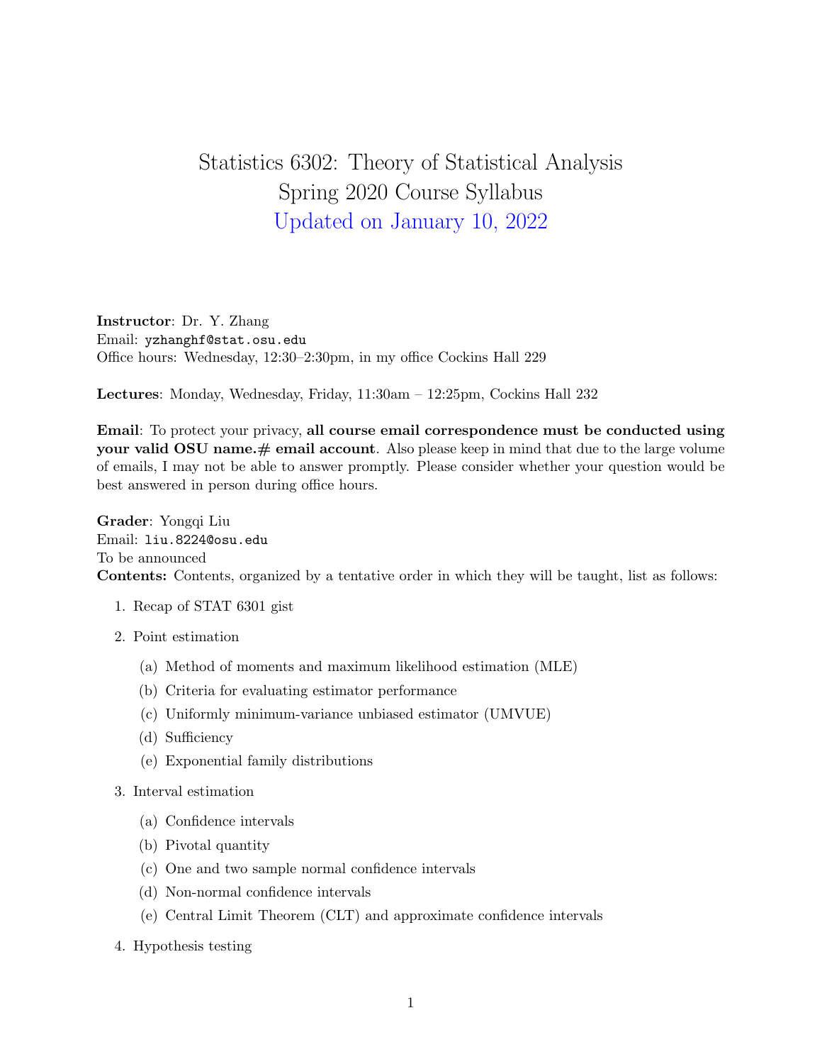# Statistics 6302: Theory of Statistical Analysis
## Spring 2020 Course Syllabus
### Updated on January 10, 2022

**Instructor**: Dr. Y. Zhang
Email: yzhanghf@stat.osu.edu
Office hours: Wednesday, 12:30–2:30pm, in my office Cockins Hall 229

**Lectures**: Monday, Wednesday, Friday, 11:30am – 12:25pm, Cockins Hall 232

**Email**: To protect your privacy, **all course email correspondence must be conducted using your valid OSU name.# email account**. Also please keep in mind that due to the large volume of emails, I may not be able to answer promptly. Please consider whether your question would be best answered in person during office hours.

**Grader**: Yongqi Liu
Email: liu.8224@osu.edu
To be announced
**Contents:** Contents, organized by a tentative order in which they will be taught, list as follows:

1. Recap of STAT 6301 gist
2. Point estimation
   (a) Method of moments and maximum likelihood estimation (MLE)
   (b) Criteria for evaluating estimator performance
   (c) Uniformly minimum-variance unbiased estimator (UMVUE)
   (d) Sufficiency
   (e) Exponential family distributions
3. Interval estimation
   (a) Confidence intervals
   (b) Pivotal quantity
   (c) One and two sample normal confidence intervals
   (d) Non-normal confidence intervals
   (e) Central Limit Theorem (CLT) and approximate confidence intervals
4. Hypothesis testing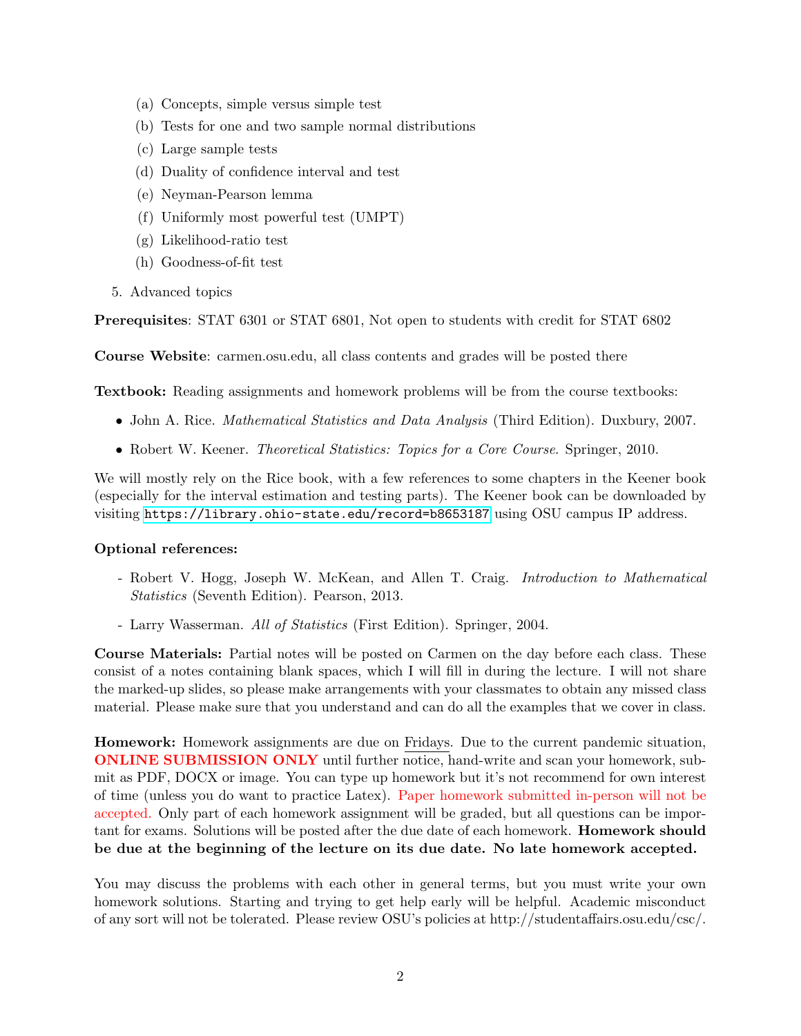(a) Concepts, simple versus simple test
   (b) Tests for one and two sample normal distributions
   (c) Large sample tests
   (d) Duality of confidence interval and test
   (e) Neyman-Pearson lemma
   (f) Uniformly most powerful test (UMPT)
   (g) Likelihood-ratio test
   (h) Goodness-of-fit test

5. Advanced topics

**Prerequisites**: STAT 6301 or STAT 6801, Not open to students with credit for STAT 6802

**Course Website**: carmen.osu.edu, all class contents and grades will be posted there

**Textbook:** Reading assignments and homework problems will be from the course textbooks:

- John A. Rice. *Mathematical Statistics and Data Analysis* (Third Edition). Duxbury, 2007.
- Robert W. Keener. *Theoretical Statistics: Topics for a Core Course*. Springer, 2010.

We will mostly rely on the Rice book, with a few references to some chapters in the Keener book (especially for the interval estimation and testing parts). The Keener book can be downloaded by visiting `https://library.ohio-state.edu/record=b8653187` using OSU campus IP address.

**Optional references:**

- Robert V. Hogg, Joseph W. McKean, and Allen T. Craig. *Introduction to Mathematical Statistics* (Seventh Edition). Pearson, 2013.
- Larry Wasserman. *All of Statistics* (First Edition). Springer, 2004.

**Course Materials:** Partial notes will be posted on Carmen on the day before each class. These consist of a notes containing blank spaces, which I will fill in during the lecture. I will not share the marked-up slides, so please make arrangements with your classmates to obtain any missed class material. Please make sure that you understand and can do all the examples that we cover in class.

**Homework:** Homework assignments are due on Fridays. Due to the current pandemic situation, **ONLINE SUBMISSION ONLY** until further notice, hand-write and scan your homework, submit as PDF, DOCX or image. You can type up homework but it's not recommend for own interest of time (unless you do want to practice Latex). Paper homework submitted in-person will not be accepted. Only part of each homework assignment will be graded, but all questions can be important for exams. Solutions will be posted after the due date of each homework. **Homework should be due at the beginning of the lecture on its due date. No late homework accepted.**

You may discuss the problems with each other in general terms, but you must write your own homework solutions. Starting and trying to get help early will be helpful. Academic misconduct of any sort will not be tolerated. Please review OSU's policies at http://studentaffairs.osu.edu/csc/.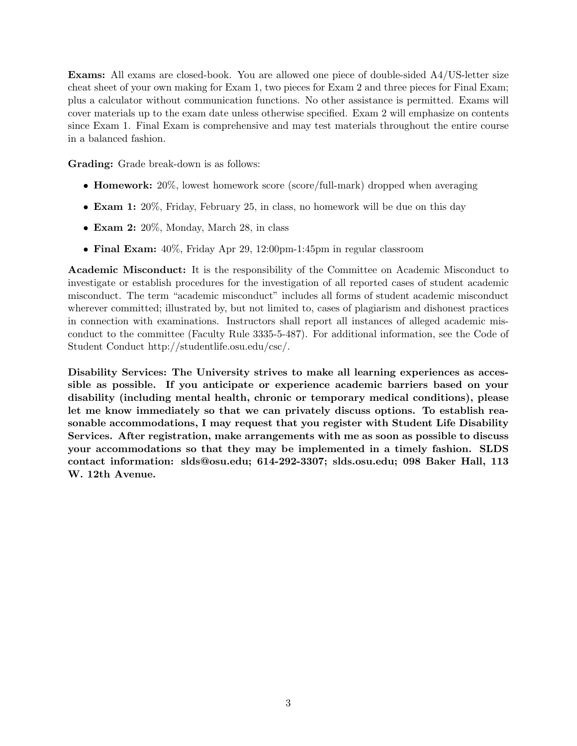**Exams:** All exams are closed-book. You are allowed one piece of double-sided A4/US-letter size cheat sheet of your own making for Exam 1, two pieces for Exam 2 and three pieces for Final Exam; plus a calculator without communication functions. No other assistance is permitted. Exams will cover materials up to the exam date unless otherwise specified. Exam 2 will emphasize on contents since Exam 1. Final Exam is comprehensive and may test materials throughout the entire course in a balanced fashion.

**Grading:** Grade break-down is as follows:

- **Homework:** 20%, lowest homework score (score/full-mark) dropped when averaging
- **Exam 1:** 20%, Friday, February 25, in class, no homework will be due on this day
- **Exam 2:** 20%, Monday, March 28, in class
- **Final Exam:** 40%, Friday Apr 29, 12:00pm-1:45pm in regular classroom

**Academic Misconduct:** It is the responsibility of the Committee on Academic Misconduct to investigate or establish procedures for the investigation of all reported cases of student academic misconduct. The term "academic misconduct" includes all forms of student academic misconduct wherever committed; illustrated by, but not limited to, cases of plagiarism and dishonest practices in connection with examinations. Instructors shall report all instances of alleged academic misconduct to the committee (Faculty Rule 3335-5-487). For additional information, see the Code of Student Conduct http://studentlife.osu.edu/csc/.

**Disability Services: The University strives to make all learning experiences as accessible as possible. If you anticipate or experience academic barriers based on your disability (including mental health, chronic or temporary medical conditions), please let me know immediately so that we can privately discuss options. To establish reasonable accommodations, I may request that you register with Student Life Disability Services. After registration, make arrangements with me as soon as possible to discuss your accommodations so that they may be implemented in a timely fashion. SLDS contact information: slds@osu.edu; 614-292-3307; slds.osu.edu; 098 Baker Hall, 113 W. 12th Avenue.**